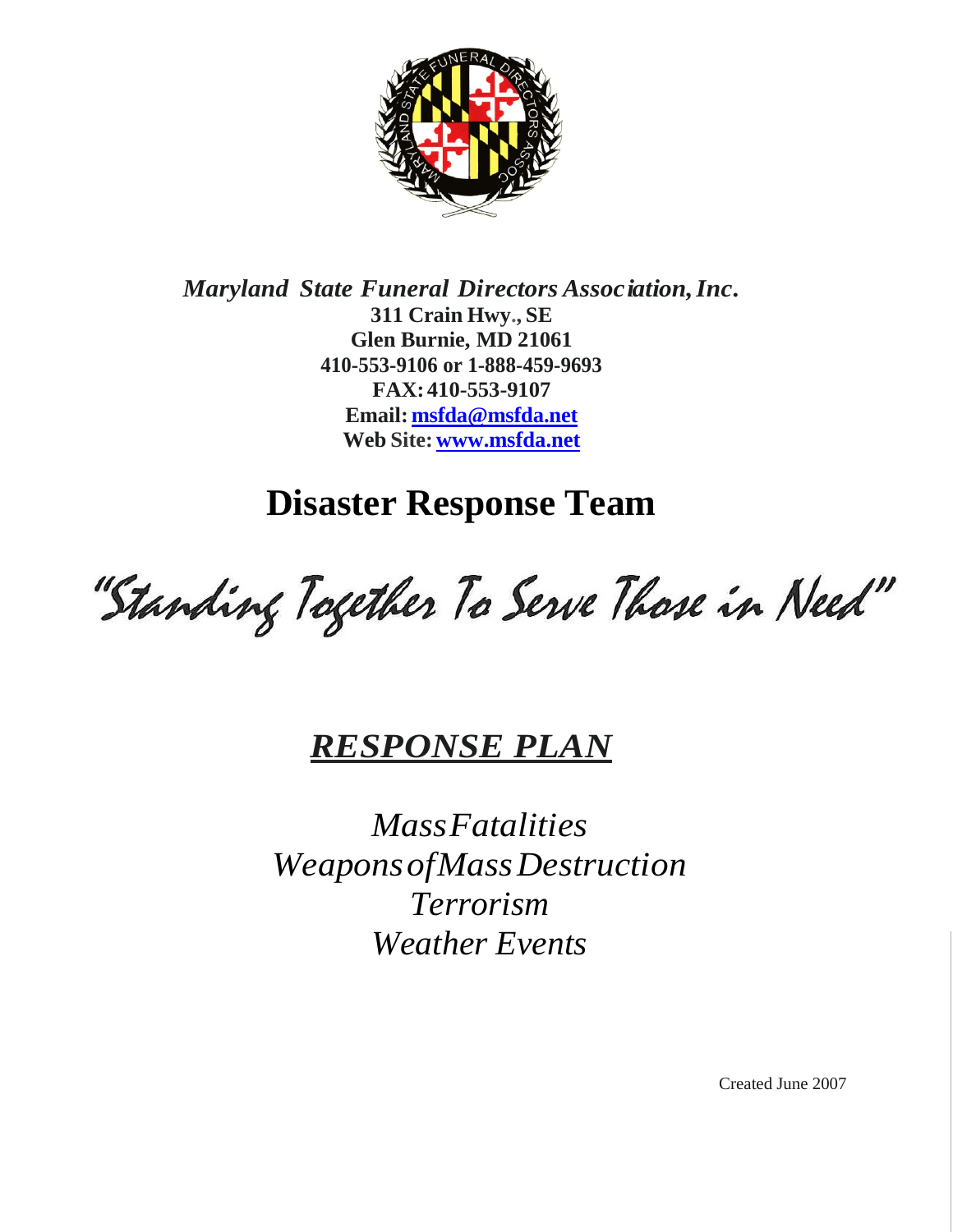*Maryland State Funeral Directors Association, Inc.*

**311 Crain Hwy., SE**
**Glen Burnie, MD 21061**
**410-553-9106 or 1-888-459-9693**
**FAX: 410-553-9107**
**Email: msfda@msfda.net**
**Web Site: www.msfda.net**

# Disaster Response Team

"Standing Together To Serve Those in Need"

## *RESPONSE PLAN*

*Mass Fatalities*
*Weapons of Mass Destruction*
*Terrorism*
*Weather Events*

Created June 2007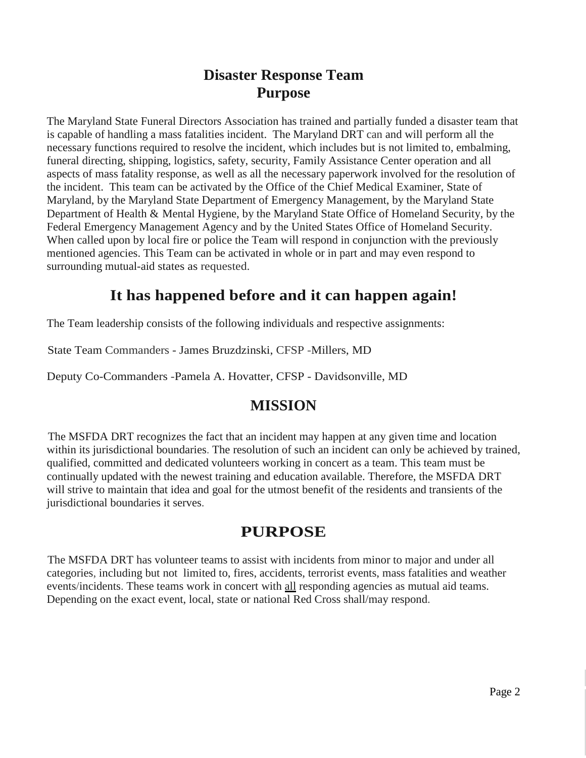# Disaster Response Team
# Purpose

The Maryland State Funeral Directors Association has trained and partially funded a disaster team that is capable of handling a mass fatalities incident. The Maryland DRT can and will perform all the necessary functions required to resolve the incident, which includes but is not limited to, embalming, funeral directing, shipping, logistics, safety, security, Family Assistance Center operation and all aspects of mass fatality response, as well as all the necessary paperwork involved for the resolution of the incident. This team can be activated by the Office of the Chief Medical Examiner, State of Maryland, by the Maryland State Department of Emergency Management, by the Maryland State Department of Health & Mental Hygiene, by the Maryland State Office of Homeland Security, by the Federal Emergency Management Agency and by the United States Office of Homeland Security. When called upon by local fire or police the Team will respond in conjunction with the previously mentioned agencies. This Team can be activated in whole or in part and may even respond to surrounding mutual-aid states as requested.

## It has happened before and it can happen again!

The Team leadership consists of the following individuals and respective assignments:

State Team Commanders - James Bruzdzinski, CFSP -Millers, MD

Deputy Co-Commanders -Pamela A. Hovatter, CFSP - Davidsonville, MD

## MISSION

The MSFDA DRT recognizes the fact that an incident may happen at any given time and location within its jurisdictional boundaries. The resolution of such an incident can only be achieved by trained, qualified, committed and dedicated volunteers working in concert as a team. This team must be continually updated with the newest training and education available. Therefore, the MSFDA DRT will strive to maintain that idea and goal for the utmost benefit of the residents and transients of the jurisdictional boundaries it serves.

## PURPOSE

The MSFDA DRT has volunteer teams to assist with incidents from minor to major and under all categories, including but not limited to, fires, accidents, terrorist events, mass fatalities and weather events/incidents. These teams work in concert with **all** responding agencies as mutual aid teams. Depending on the exact event, local, state or national Red Cross shall/may respond.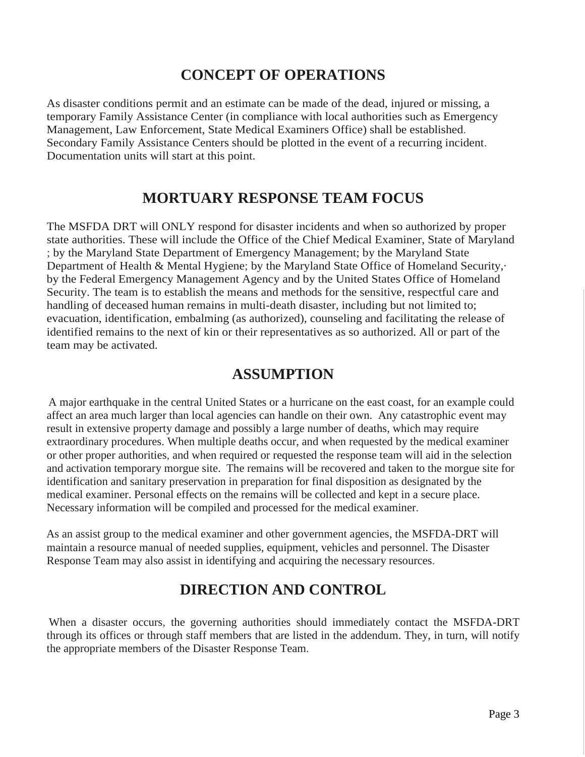## CONCEPT OF OPERATIONS

As disaster conditions permit and an estimate can be made of the dead, injured or missing, a temporary Family Assistance Center (in compliance with local authorities such as Emergency Management, Law Enforcement, State Medical Examiners Office) shall be established. Secondary Family Assistance Centers should be plotted in the event of a recurring incident. Documentation units will start at this point.

## MORTUARY RESPONSE TEAM FOCUS

The MSFDA DRT will ONLY respond for disaster incidents and when so authorized by proper state authorities. These will include the Office of the Chief Medical Examiner, State of Maryland ; by the Maryland State Department of Emergency Management; by the Maryland State Department of Health & Mental Hygiene; by the Maryland State Office of Homeland Security,· by the Federal Emergency Management Agency and by the United States Office of Homeland Security. The team is to establish the means and methods for the sensitive, respectful care and handling of deceased human remains in multi-death disaster, including but not limited to; evacuation, identification, embalming (as authorized), counseling and facilitating the release of identified remains to the next of kin or their representatives as so authorized. All or part of the team may be activated.

## ASSUMPTION

A major earthquake in the central United States or a hurricane on the east coast, for an example could affect an area much larger than local agencies can handle on their own. Any catastrophic event may result in extensive property damage and possibly a large number of deaths, which may require extraordinary procedures. When multiple deaths occur, and when requested by the medical examiner or other proper authorities, and when required or requested the response team will aid in the selection and activation temporary morgue site. The remains will be recovered and taken to the morgue site for identification and sanitary preservation in preparation for final disposition as designated by the medical examiner. Personal effects on the remains will be collected and kept in a secure place. Necessary information will be compiled and processed for the medical examiner.

As an assist group to the medical examiner and other government agencies, the MSFDA-DRT will maintain a resource manual of needed supplies, equipment, vehicles and personnel. The Disaster Response Team may also assist in identifying and acquiring the necessary resources.

## DIRECTION AND CONTROL

When a disaster occurs, the governing authorities should immediately contact the MSFDA-DRT through its offices or through staff members that are listed in the addendum. They, in turn, will notify the appropriate members of the Disaster Response Team.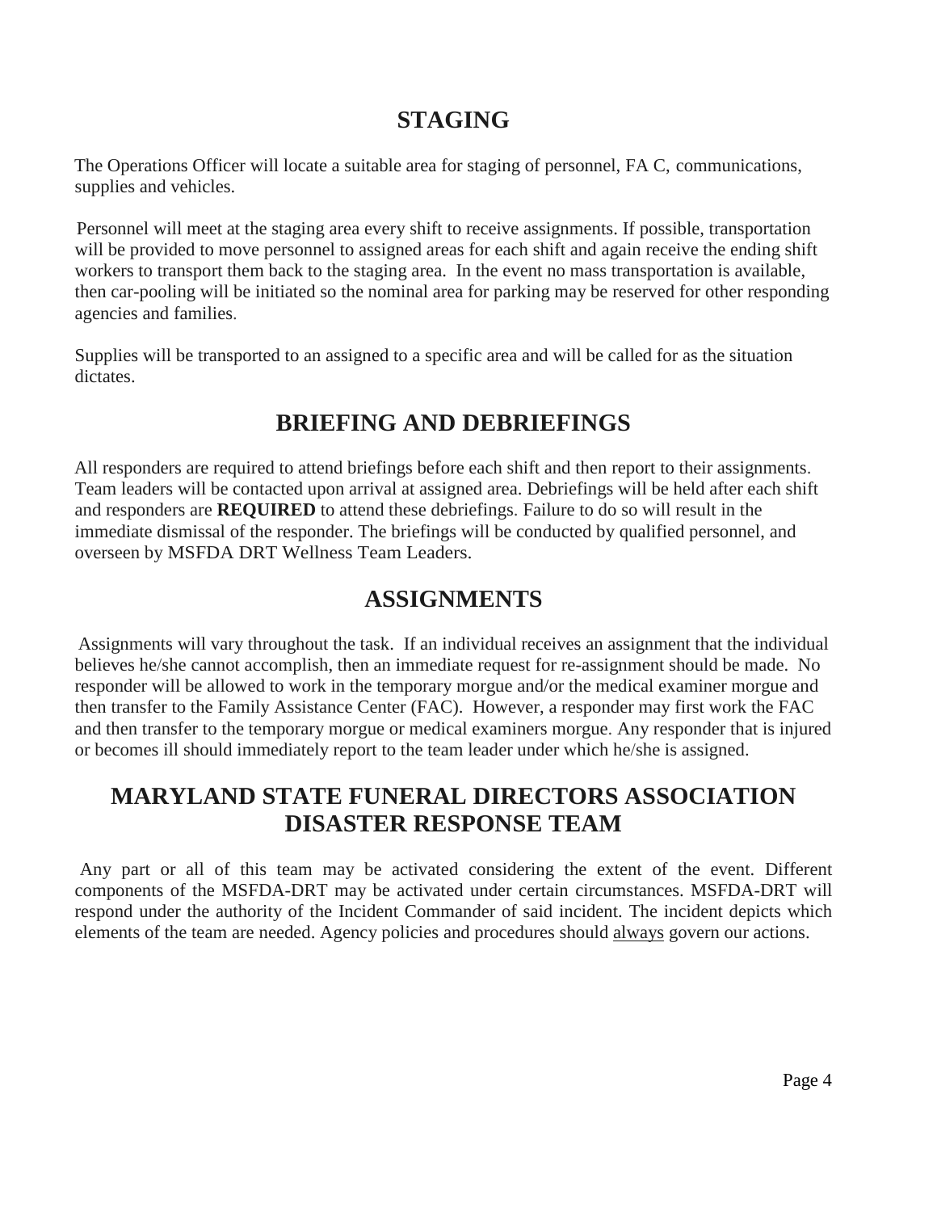## STAGING

The Operations Officer will locate a suitable area for staging of personnel, FA C, communications, supplies and vehicles.

Personnel will meet at the staging area every shift to receive assignments. If possible, transportation will be provided to move personnel to assigned areas for each shift and again receive the ending shift workers to transport them back to the staging area. In the event no mass transportation is available, then car-pooling will be initiated so the nominal area for parking may be reserved for other responding agencies and families.

Supplies will be transported to an assigned to a specific area and will be called for as the situation dictates.

## BRIEFING AND DEBRIEFINGS

All responders are required to attend briefings before each shift and then report to their assignments. Team leaders will be contacted upon arrival at assigned area. Debriefings will be held after each shift and responders are **REQUIRED** to attend these debriefings. Failure to do so will result in the immediate dismissal of the responder. The briefings will be conducted by qualified personnel, and overseen by MSFDA DRT Wellness Team Leaders.

## ASSIGNMENTS

Assignments will vary throughout the task. If an individual receives an assignment that the individual believes he/she cannot accomplish, then an immediate request for re-assignment should be made. No responder will be allowed to work in the temporary morgue and/or the medical examiner morgue and then transfer to the Family Assistance Center (FAC). However, a responder may first work the FAC and then transfer to the temporary morgue or medical examiners morgue. Any responder that is injured or becomes ill should immediately report to the team leader under which he/she is assigned.

## MARYLAND STATE FUNERAL DIRECTORS ASSOCIATION DISASTER RESPONSE TEAM

Any part or all of this team may be activated considering the extent of the event. Different components of the MSFDA-DRT may be activated under certain circumstances. MSFDA-DRT will respond under the authority of the Incident Commander of said incident. The incident depicts which elements of the team are needed. Agency policies and procedures should always govern our actions.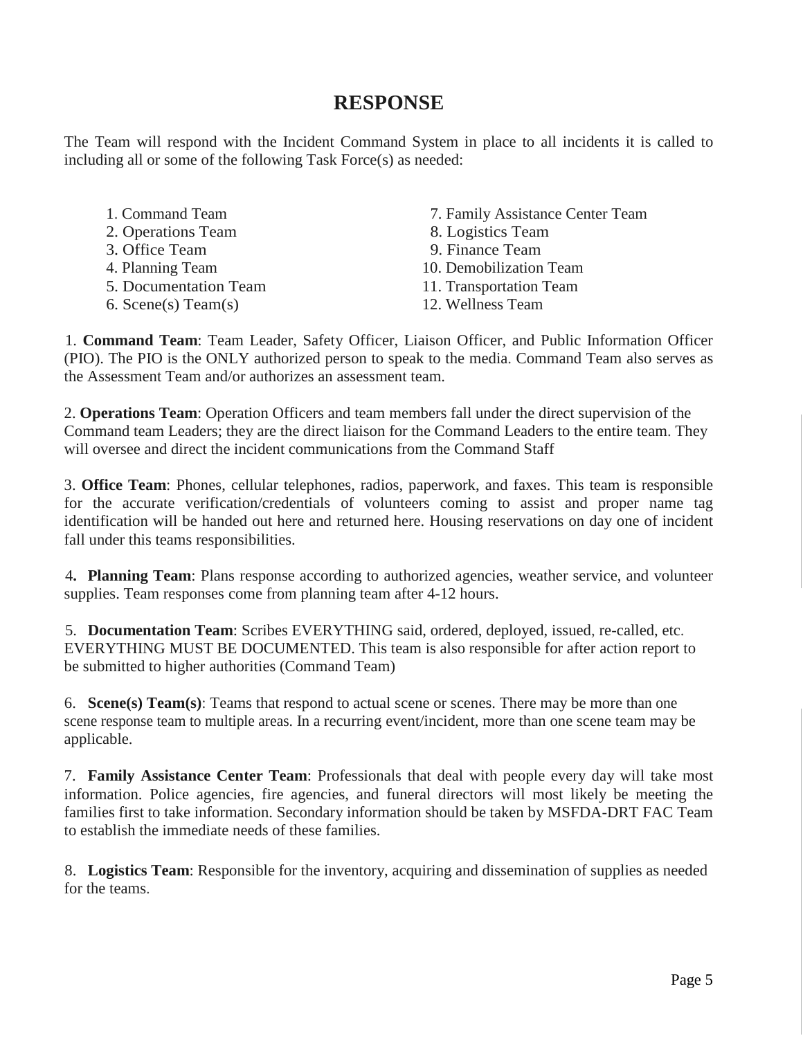# RESPONSE

The Team will respond with the Incident Command System in place to all incidents it is called to including all or some of the following Task Force(s) as needed:

1. Command Team
2. Operations Team
3. Office Team
4. Planning Team
5. Documentation Team
6. Scene(s) Team(s)
7. Family Assistance Center Team
8. Logistics Team
9. Finance Team
10. Demobilization Team
11. Transportation Team
12. Wellness Team

1. **Command Team**: Team Leader, Safety Officer, Liaison Officer, and Public Information Officer (PIO). The PIO is the ONLY authorized person to speak to the media. Command Team also serves as the Assessment Team and/or authorizes an assessment team.

2. **Operations Team**: Operation Officers and team members fall under the direct supervision of the Command team Leaders; they are the direct liaison for the Command Leaders to the entire team. They will oversee and direct the incident communications from the Command Staff

3. **Office Team**: Phones, cellular telephones, radios, paperwork, and faxes. This team is responsible for the accurate verification/credentials of volunteers coming to assist and proper name tag identification will be handed out here and returned here. Housing reservations on day one of incident fall under this teams responsibilities.

4**. Planning Team**: Plans response according to authorized agencies, weather service, and volunteer supplies. Team responses come from planning team after 4-12 hours.

5. **Documentation Team**: Scribes EVERYTHING said, ordered, deployed, issued, re-called, etc. EVERYTHING MUST BE DOCUMENTED. This team is also responsible for after action report to be submitted to higher authorities (Command Team)

6. **Scene(s) Team(s)**: Teams that respond to actual scene or scenes. There may be more than one scene response team to multiple areas. In a recurring event/incident, more than one scene team may be applicable.

7. **Family Assistance Center Team**: Professionals that deal with people every day will take most information. Police agencies, fire agencies, and funeral directors will most likely be meeting the families first to take information. Secondary information should be taken by MSFDA-DRT FAC Team to establish the immediate needs of these families.

8. **Logistics Team**: Responsible for the inventory, acquiring and dissemination of supplies as needed for the teams.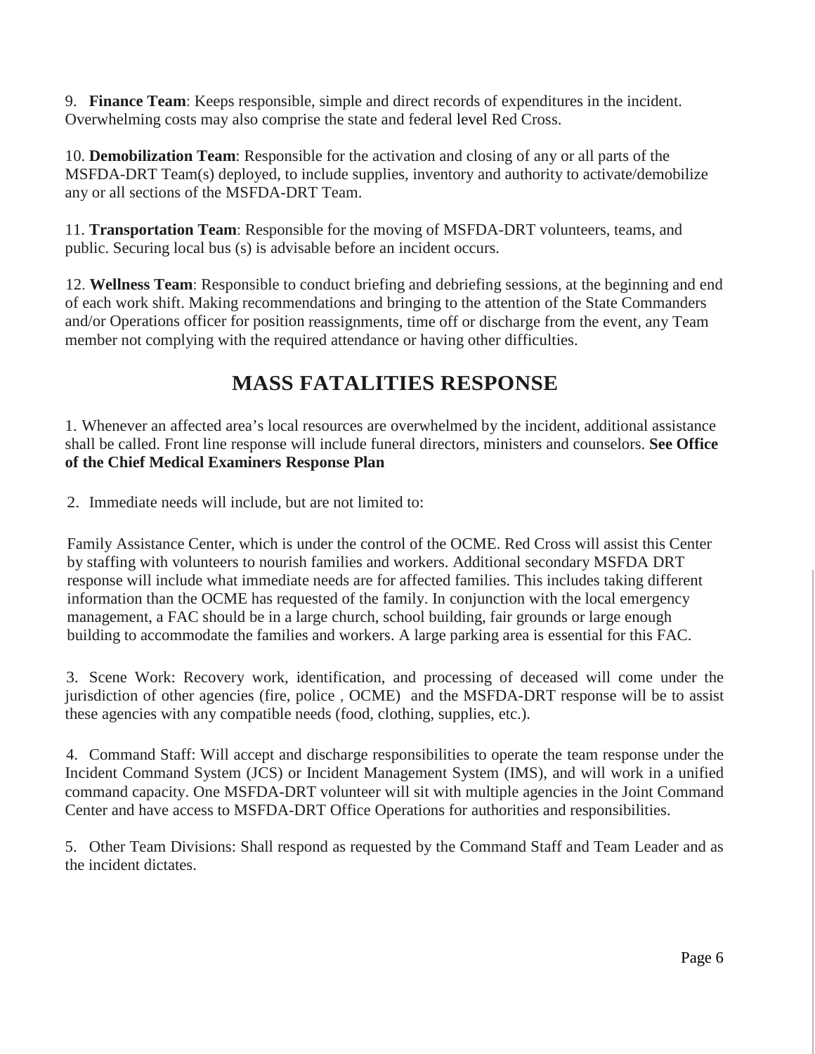9. **Finance Team**: Keeps responsible, simple and direct records of expenditures in the incident. Overwhelming costs may also comprise the state and federal level Red Cross.

10. **Demobilization Team**: Responsible for the activation and closing of any or all parts of the MSFDA-DRT Team(s) deployed, to include supplies, inventory and authority to activate/demobilize any or all sections of the MSFDA-DRT Team.

11. **Transportation Team**: Responsible for the moving of MSFDA-DRT volunteers, teams, and public. Securing local bus (s) is advisable before an incident occurs.

12. **Wellness Team**: Responsible to conduct briefing and debriefing sessions, at the beginning and end of each work shift. Making recommendations and bringing to the attention of the State Commanders and/or Operations officer for position reassignments, time off or discharge from the event, any Team member not complying with the required attendance or having other difficulties.

# MASS FATALITIES RESPONSE

1. Whenever an affected area's local resources are overwhelmed by the incident, additional assistance shall be called. Front line response will include funeral directors, ministers and counselors. **See Office of the Chief Medical Examiners Response Plan**

2. Immediate needs will include, but are not limited to:

Family Assistance Center, which is under the control of the OCME. Red Cross will assist this Center by staffing with volunteers to nourish families and workers. Additional secondary MSFDA DRT response will include what immediate needs are for affected families. This includes taking different information than the OCME has requested of the family. In conjunction with the local emergency management, a FAC should be in a large church, school building, fair grounds or large enough building to accommodate the families and workers. A large parking area is essential for this FAC.

3. Scene Work: Recovery work, identification, and processing of deceased will come under the jurisdiction of other agencies (fire, police , OCME) and the MSFDA-DRT response will be to assist these agencies with any compatible needs (food, clothing, supplies, etc.).

4. Command Staff: Will accept and discharge responsibilities to operate the team response under the Incident Command System (JCS) or Incident Management System (IMS), and will work in a unified command capacity. One MSFDA-DRT volunteer will sit with multiple agencies in the Joint Command Center and have access to MSFDA-DRT Office Operations for authorities and responsibilities.

5. Other Team Divisions: Shall respond as requested by the Command Staff and Team Leader and as the incident dictates.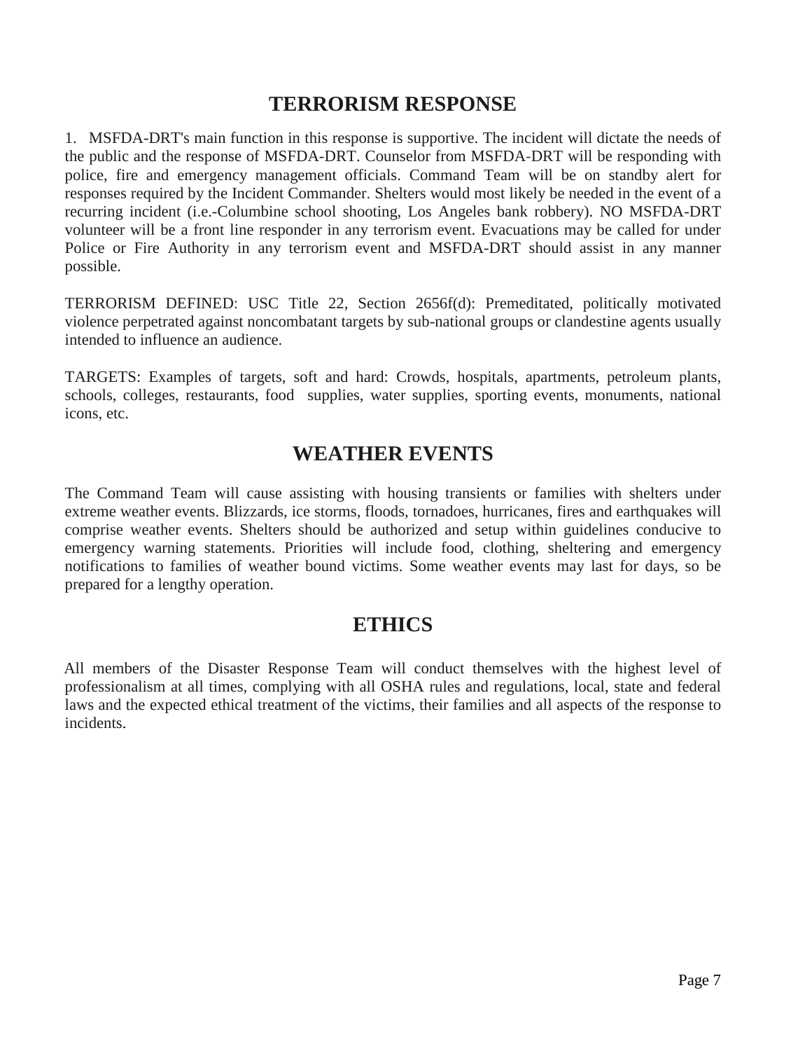## TERRORISM RESPONSE

1. MSFDA-DRT's main function in this response is supportive. The incident will dictate the needs of the public and the response of MSFDA-DRT. Counselor from MSFDA-DRT will be responding with police, fire and emergency management officials. Command Team will be on standby alert for responses required by the Incident Commander. Shelters would most likely be needed in the event of a recurring incident (i.e.-Columbine school shooting, Los Angeles bank robbery). NO MSFDA-DRT volunteer will be a front line responder in any terrorism event. Evacuations may be called for under Police or Fire Authority in any terrorism event and MSFDA-DRT should assist in any manner possible.

TERRORISM DEFINED: USC Title 22, Section 2656f(d): Premeditated, politically motivated violence perpetrated against noncombatant targets by sub-national groups or clandestine agents usually intended to influence an audience.

TARGETS: Examples of targets, soft and hard: Crowds, hospitals, apartments, petroleum plants, schools, colleges, restaurants, food supplies, water supplies, sporting events, monuments, national icons, etc.

## WEATHER EVENTS

The Command Team will cause assisting with housing transients or families with shelters under extreme weather events. Blizzards, ice storms, floods, tornadoes, hurricanes, fires and earthquakes will comprise weather events. Shelters should be authorized and setup within guidelines conducive to emergency warning statements. Priorities will include food, clothing, sheltering and emergency notifications to families of weather bound victims. Some weather events may last for days, so be prepared for a lengthy operation.

## ETHICS

All members of the Disaster Response Team will conduct themselves with the highest level of professionalism at all times, complying with all OSHA rules and regulations, local, state and federal laws and the expected ethical treatment of the victims, their families and all aspects of the response to incidents.